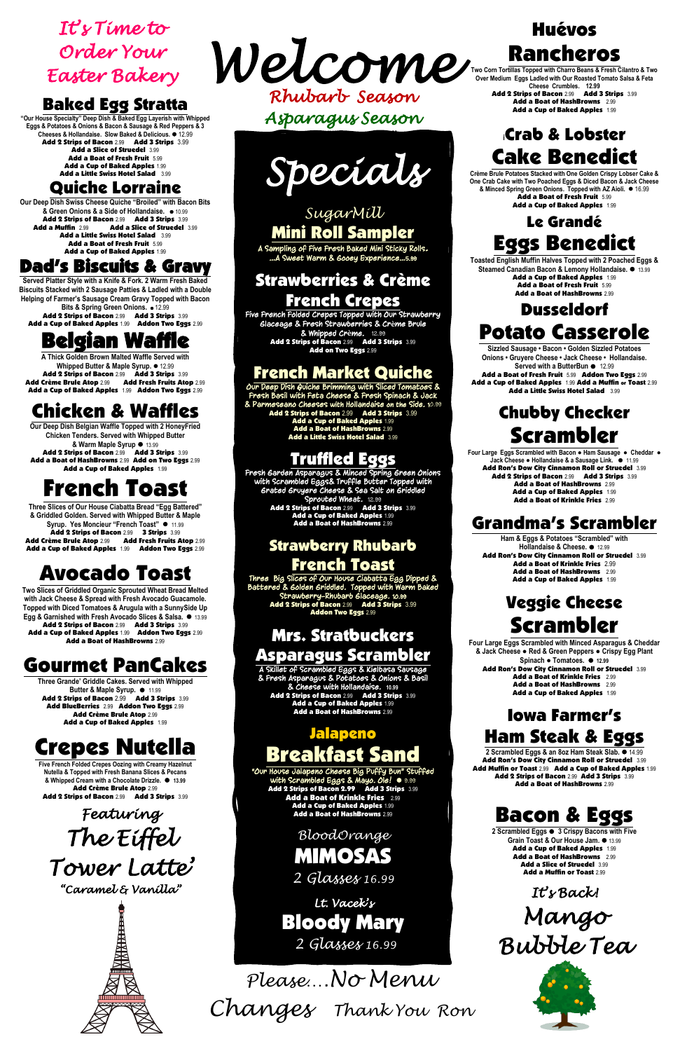# Welcome

Rhubarb Season

Asparagus Season

## It's Time to Order Your Easter Bakery

## Baked Egg Stratta

"Our House Specialty" Deep Dish & Baked Egg Layerish with Whipped Eggs & Potatoes & Onions & Bacon & Sausage & Red Peppers & 3 Cheeses & Hollandaise. Slow Baked & Delicious. ● 12.99

**Add 2 Strips of Bacon** 2.99 **Add 3 Strips** 3.99
**Add a Slice of Struedel** 3.99
**Add a Boat of Fresh Fruit** 5.99
**Add a Cup of Baked Apples** 1.99
**Add a Little Swiss Hotel Salad** 3.99

## Quiche Lorraine

Our Deep Dish Swiss Cheese Quiche "Broiled" with Bacon Bits & Green Onions & a Side of Hollandaise. ● 10.99

**Add 2 Strips of Bacon** 2.99 **Add 3 Strips** 3.99
**Add a Muffin** 2.99 **Add a Slice of Struedel** 3.99
**Add a Little Swiss Hotel Salad** 3.99
**Add a Boat of Fresh Fruit** 5.99
**Add a Cup of Baked Apples** 1.99

## Dad's Biscuits & Gravy

Served Platter Style with a Knife & Fork. 2 Warm Fresh Baked Biscuits Stacked with 2 Sausage Patties & Ladled with a Double Helping of Farmer's Sausage Cream Gravy Topped with Bacon Bits & Spring Green Onions. ● 12.99

**Add 2 Strips of Bacon** 2.99 **Add 3 Strips** 3.99
**Add a Cup of Baked Apples** 1.99 **Addon Two Eggs** 2.99

## Belgian Waffle

A Thick Golden Brown Malted Waffle Served with Whipped Butter & Maple Syrup. ● 12.99

**Add 2 Strips of Bacon** 2.99 **Add 3 Strips** 3.99
**Add Crème Brule Atop** 2.99 **Add Fresh Fruits Atop** 2.99
**Add a Cup of Baked Apples** 1.99 **Addon Two Eggs** 2.99

## Chicken & Waffles

Our Deep Dish Belgian Waffle Topped with 2 HoneyFried Chicken Tenders. Served with Whipped Butter & Warm Maple Syrup ● 13.99

**Add 2 Strips of Bacon** 2.99 **Add 3 Strips** 3.99
**Add a Boat of HashBrowns** 2.99 **Add on Two Eggs** 2.99
**Add a Cup of Baked Apples** 1.99

## French Toast

Three Slices of Our House Ciabatta Bread "Egg Battered" & Griddled Golden. Served with Whipped Butter & Maple Syrup. Yes Moncieur "French Toast" ● 11.99

**Add 2 Strips of Bacon** 2.99 **3 Strips** 3.99
**Add Crème Brule Atop** 2.99 **Add Fresh Fruits Atop** 2.99
**Add a Cup of Baked Apples** 1.99 **Addon Two Eggs** 2.99

## Avocado Toast

Two Slices of Griddled Organic Sprouted Wheat Bread Melted with Jack Cheese & Spread with Fresh Avocado Guacamole. Topped with Diced Tomatoes & Arugula with a SunnySide Up Egg & Garnished with Fresh Avocado Slices & Salsa. ● 13.99

**Add 2 Strips of Bacon** 2.99 **Add 3 Strips** 3.99
**Add a Cup of Baked Apples** 1.99 **Addon Two Eggs** 2.99
**Add a Boat of HashBrowns** 2.99

## Gourmet PanCakes

Three Grande' Griddle Cakes. Served with Whipped Butter & Maple Syrup. ● 11.99

**Add 2 Strips of Bacon** 2.99 **Add 3 Strips** 3.99
**Add BlueBerries** 2.99 **Addon Two Eggs** 2.99
**Add Crème Brule Atop** 2.99
**Add a Cup of Baked Apples** 1.99

## Crepes Nutella

Five French Folded Crepes Oozing with Creamy Hazelnut Nutella & Topped with Fresh Banana Slices & Pecans & Whipped Cream with a Chocolate Drizzle. ● 13.99

**Add Crème Brule Atop** 2.99
**Add 2 Strips of Bacon** 2.99 **Add 3 Strips** 3.99

Featuring

## The Eiffel Tower Latte'

"Caramel & Vanilla"

# Specials

## SugarMill Mini Roll Sampler

A Sampling of Five Fresh Baked Mini Sticky Rolls. ...A Sweet Warm & Gooey Experience...5.99

## Strawberries & Crème French Crepes

Five French Folded Crepes Topped with Our Strawberry Glaceage & Fresh Strawberries & Crème Brule & Whipped Crème. 12.99

**Add 2 Strips of Bacon** 2.99 **Add 3 Strips** 3.99
**Add on Two Eggs** 2.99

## French Market Quiche

Our Deep Dish Quiche Brimming with Sliced Tomatoes & Fresh Basil with Feta Cheese & Fresh Spinach & Jack & Parmeseano Cheeses with Hollandaise on the Side. 10.99

**Add 2 Strips of Bacon** 2.99 **Add 3 Strips** 3.99
**Add a Cup of Baked Apples** 1.99
**Add a Boat of HashBrowns** 2.99
**Add a Little Swiss Hotel Salad** 3.99

## Truffled Eggs

Fresh Garden Asparagus & Minced Spring Green Onions with Scrambled Eggs& Truffle Butter Topped with Grated Gruyere Cheese & Sea Salt on Griddled Sprouted Wheat. 12.99

**Add 2 Strips of Bacon** 2.99 **Add 3 Strips** 3.99
**Add a Cup of Baked Apples** 1.99
**Add a Boat of HashBrowns** 2.99

## Strawberry Rhubarb French Toast

Three Big Slices of Our House Ciabatta Egg Dipped & Battered & Golden Griddled. Topped with Warm Baked Strawberry-Rhubarb Glaceage. 10.99

**Add 2 Strips of Bacon** 2.99 **Add 3 Strips** 3.99
**Addon Two Eggs** 2.99

## Mrs. Stratbuckers Asparagus Scrambler

A Skillet of Scrambled Eggs & Kielbasa Sausage & Fresh Asparagus & Potatoes & Onions & Basil & Cheese with Hollandaise. 10.99

**Add 2 Strips of Bacon** 2.99 **Add 3 Strips** 3.99
**Add a Cup of Baked Apples** 1.99
**Add a Boat of HashBrowns** 2.99

## Jalapeno Breakfast Sand

"Our House Jalapeno Cheese Big Puffy Bun" Stuffed with Scrambled Eggs & Mayo. Ole! ● 9.99

**Add 2 Strips of Bacon 2.99** **Add 3 Strips** 3.99
**Add a Boat of Krinkle Fries** 2.99
**Add a Cup of Baked Apples** 1.99
**Add a Boat of HashBrowns** 2.99

## BloodOrange MIMOSAS

2 Glasses 16.99

## Lt. Vacek's Bloody Mary

2 Glasses 16.99

Please....No Menu Changes Thank You Ron

## Huévos Rancheros

Two Corn Tortillas Topped with Charro Beans & Fresh Cilantro & Two Over Medium Eggs Ladled with Our Roasted Tomato Salsa & Feta Cheese Crumbles. 12.99

**Add 2 Strips of Bacon** 2.99 **Add 3 Strips** 3.99
**Add a Boat of HashBrowns** 2.99
**Add a Cup of Baked Apples** 1.99

## Crab & Lobster Cake Benedict

Crème Brule Potatoes Stacked with One Golden Crispy Lobser Cake & One Crab Cake with Two Poached Eggs & Diced Bacon & Jack Cheese & Minced Spring Green Onions. Topped with AZ Aioli. ● 16.99

**Add a Boat of Fresh Fruit** 5.99
**Add a Cup of Baked Apples** 1.99

## Le Grandé Eggs Benedict

Toasted English Muffin Halves Topped with 2 Poached Eggs & Steamed Canadian Bacon & Lemony Hollandaise. ● 13.99

**Add a Cup of Baked Apples** 1.99
**Add a Boat of Fresh Fruit** 5.99
**Add a Boat of HashBrowns** 2.99

## Dusseldorf Potato Casserole

Sizzled Sausage • Bacon • Golden Sizzled Potatoes Onions • Gruyere Cheese • Jack Cheese • Hollandaise. Served with a ButterBun ● 12.99

**Add a Boat of Fresh Fruit** 5.99 **Addon Two Eggs** 2.99
**Add a Cup of Baked Apples** 1.99 **Add a Muffin or Toast** 2.99
**Add a Little Swiss Hotel Salad** 3.99

## Chubby Checker Scrambler

Four Large Eggs Scrambled with Bacon ● Ham Sausage ● Cheddar ● Jack Cheese ● Hollandaise & a Sausage Link. ● 11.99

**Add Ron's Dow City Cinnamon Roll or Struedel** 3.99
**Add 2 Strips of Bacon** 2.99 **Add 3 Strips** 3.99
**Add a Boat of HashBrowns** 2.99
**Add a Cup of Baked Apples** 1.99
**Add a Boat of Krinkle Fries** 2.99

## Grandma's Scrambler

Ham & Eggs & Potatoes "Scrambled" with Hollandaise & Cheese. ● 12.99

**Add Ron's Dow City Cinnamon Roll or Struedel** 3.99
**Add a Boat of Krinkle Fries** 2.99
**Add a Boat of HashBrowns** 2.99
**Add a Cup of Baked Apples** 1.99

## Veggie Cheese Scrambler

Four Large Eggs Scrambled with Minced Asparagus & Cheddar & Jack Cheese ● Red & Green Peppers ● Crispy Egg Plant Spinach ● Tomatoes. ● 12.99

**Add Ron's Dow City Cinnamon Roll or Struedel** 3.99
**Add a Boat of Krinkle Fries** 2.99
**Add a Boat of HashBrowns** 2.99
**Add a Cup of Baked Apples** 1.99

## Iowa Farmer's Ham Steak & Eggs

2 Scrambled Eggs & an 8oz Ham Steak Slab. ● 14.99

**Add Ron's Dow City Cinnamon Roll or Struedel** 3.99
**Add Muffin or Toast** 2.99 **Add a Cup of Baked Apples** 1.99
**Add 2 Strips of Bacon** 2.99 **Add 3 Strips** 3.99
**Add a Boat of HashBrowns** 2.99

## Bacon & Eggs

2 Scrambled Eggs ● 3 Crispy Bacons with Five Grain Toast & Our House Jam. ● 13.99

**Add a Cup of Baked Apples** 1.99
**Add a Boat of HashBrowns** 2.99
**Add a Slice of Struedel** 3.99
**Add a Muffin or Toast** 2.99

It's Back!

## Mango Bubble Tea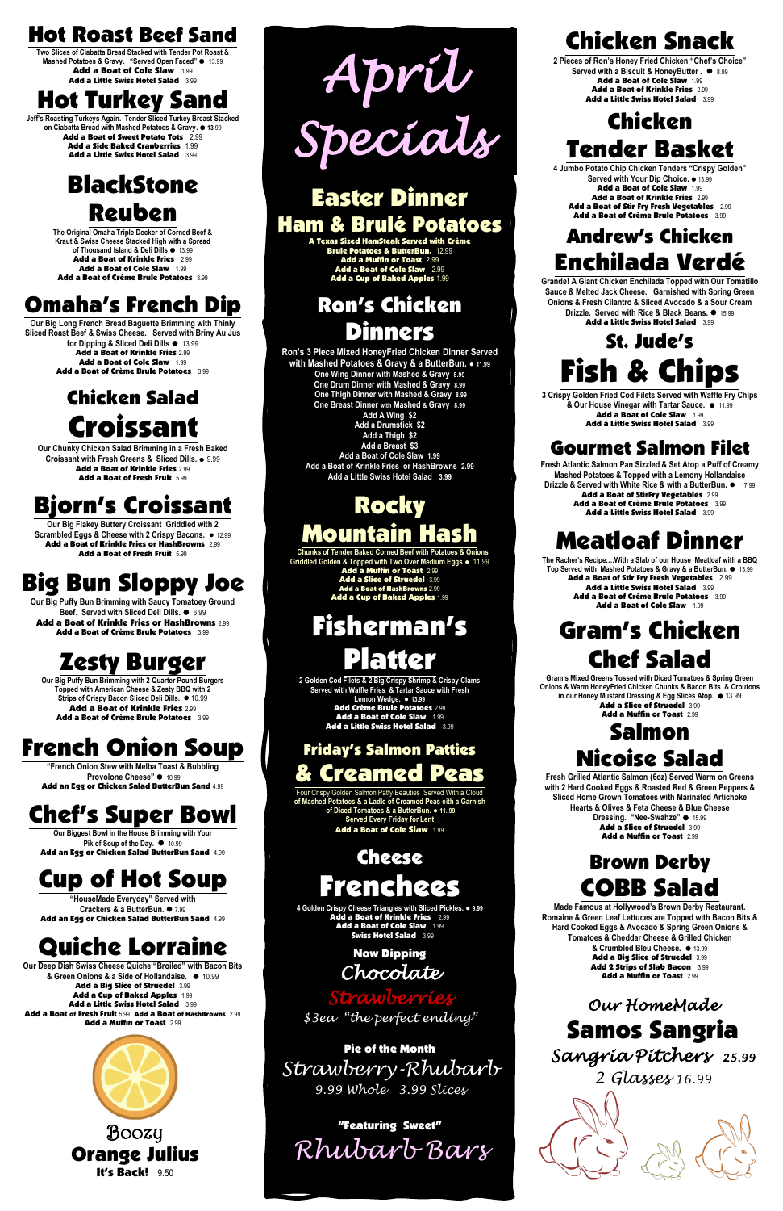# Hot Roast Beef Sand

Two Slices of Ciabatta Bread Stacked with Tender Pot Roast & Mashed Potatoes & Gravy. "Served Open Faced" ● 13.99
**Add a Boat of Cole Slaw** 1.99
**Add a Little Swiss Hotel Salad** 3.99

# Hot Turkey Sand

Jeff's Roasting Turkeys Again. Tender Sliced Turkey Breast Stacked on Ciabatta Bread with Mashed Potatoes & Gravy. ● 13.99
**Add a Boat of Sweet Potato Tots** 2.99
**Add a Side Baked Cranberries** 1.99
**Add a Little Swiss Hotel Salad** 3.99

# BlackStone Reuben

The Original Omaha Triple Decker of Corned Beef & Kraut & Swiss Cheese Stacked High with a Spread of Thousand Island & Deli Dills ● 13.99
**Add a Boat of Krinkle Fries** 2.99
**Add a Boat of Cole Slaw** 1.99
**Add a Boat of Crème Brule Potatoes** 3.99

# Omaha's French Dip

Our Big Long French Bread Baguette Brimming with Thinly Sliced Roast Beef & Swiss Cheese. Served with Briny Au Jus for Dipping & Sliced Deli Dills ● 13.99
**Add a Boat of Krinkle Fries** 2.99
**Add a Boat of Cole Slaw** 1.99
**Add a Boat of Crème Brule Potatoes** 3.99

# Chicken Salad Croissant

Our Chunky Chicken Salad Brimming in a Fresh Baked Croissant with Fresh Greens & Sliced Dills. ● 9.99
**Add a Boat of Krinkle Fries** 2.99
**Add a Boat of Fresh Fruit** 5.99

# Bjorn's Croissant

Our Big Flakey Buttery Croissant Griddled with 2 Scrambled Eggs & Cheese with 2 Crispy Bacons. ● 12.99
**Add a Boat of Krinkle Fries or HashBrowns** 2.99
**Add a Boat of Fresh Fruit** 5.99

# Big Bun Sloppy Joe

Our Big Puffy Bun Brimming with Saucy Tomatoey Ground Beef. Served with Sliced Deli Dills. ● 6.99
**Add a Boat of Krinkle Fries or HashBrowns** 2.99
**Add a Boat of Crème Brule Potatoes** 3.99

# Zesty Burger

Our Big Puffy Bun Brimming with 2 Quarter Pound Burgers Topped with American Cheese & Zesty BBQ with 2 Strips of Crispy Bacon Sliced Deli Dills. ● 10.99
**Add a Boat of Krinkle Fries** 2.99
**Add a Boat of Crème Brule Potatoes** 3.99

# French Onion Soup

"French Onion Stew with Melba Toast & Bubbling Provolone Cheese" ● 10.99
**Add an Egg or Chicken Salad ButterBun Sand** 4.99

# Chef's Super Bowl

Our Biggest Bowl in the House Brimming with Your Pik of Soup of the Day. ● 10.99
**Add an Egg or Chicken Salad ButterBun Sand** 4.99

# Cup of Hot Soup

"HouseMade Everyday" Served with Crackers & a ButterBun. ● 7.99
**Add an Egg or Chicken Salad ButterBun Sand** 4.99

# Quiche Lorraine

Our Deep Dish Swiss Cheese Quiche "Broiled" with Bacon Bits & Green Onions & a Side of Hollandaise. ● 10.99
**Add a Big Slice of Struedel** 3.99
**Add a Cup of Baked Apples** 1.99
**Add a Little Swiss Hotel Salad** 3.99
**Add a Boat of Fresh Fruit** 5.99 **Add a Boat of HashBrowns** 2.99
**Add a Muffin or Toast** 2.99

Boozy
**Orange Julius**
**It's Back!** 9.50

# April Specials

# Easter Dinner Ham & Brulé Potatoes

A Texas Sized HamSteak Served with Crème Brule Potatoes & ButterBun. 12.99
**Add a Muffin or Toast** 2.99
**Add a Boat of Cole Slaw** 2.99
**Add a Cup of Baked Apples** 1.99

# Ron's Chicken Dinners

Ron's 3 Piece Mixed HoneyFried Chicken Dinner Served with Mashed Potatoes & Gravy & a ButterBun. ● 11.99
One Wing Dinner with Mashed & Gravy 8.99
One Drum Dinner with Mashed & Gravy 8.99
One Thigh Dinner with Mashed & Gravy 8.99
One Breast Dinner with Mashed & Gravy 8.99
Add A Wing $2
Add a Drumstick $2
Add a Thigh $2
Add a Breast $3
Add a Boat of Cole Slaw 1.99
Add a Boat of Krinkle Fries or HashBrowns 2.99
Add a Little Swiss Hotel Salad 3.99

# Rocky Mountain Hash

Chunks of Tender Baked Corned Beef with Potatoes & Onions Griddled Golden & Topped with Two Over Medium Eggs ● 11.99
**Add a Muffin or Toast** 2.99
**Add a Slice of Struedel** 3.99
**Add a Boat of HashBrowns** 2.99
**Add a Cup of Baked Apples** 1.99

# Fisherman's Platter

2 Golden Cod Filets & 2 Big Crispy Shrimp & Crispy Clams Served with Waffle Fries & Tartar Sauce with Fresh Lemon Wedge. ● 13.99
**Add Crème Brule Potatoes** 2.99
**Add a Boat of Cole Slaw** 1.99
**Add a Little Swiss Hotel Salad** 3.99

# Friday's Salmon Patties & Creamed Peas

Four Crispy Golden Salmon Patty Beauties Served With a Cloud of Mashed Potatoes & a Ladle of Creamed Peas eith a Garnish of Diced Tomatoes & a ButterBun. ● 11.99
Served Every Friday for Lent
**Add a Boat of Cole Slaw** 1.99

# Cheese Frenchees

4 Golden Crispy Cheese Triangles with Sliced Pickles. ● 9.99
**Add a Boat of Krinkle Fries** 2.99
**Add a Boat of Cole Slaw** 1.99
**Swiss Hotel Salad** 3.99

**Now Dipping**
*Chocolate Strawberries*
*$3ea "the perfect ending"*

**Pie of the Month**
*Strawberry-Rhubarb*
*9.99 Whole 3.99 Slices*

**"Featuring Sweet"**
*Rhubarb Bars*

# Chicken Snack

2 Pieces of Ron's Honey Fried Chicken "Chef's Choice" Served with a Biscuit & HoneyButter. ● 8.99
**Add a Boat of Cole Slaw** 1.99
**Add a Boat of Krinkle Fries** 2.99
**Add a Little Swiss Hotel Salad** 3.99

# Chicken Tender Basket

4 Jumbo Potato Chip Chicken Tenders "Crispy Golden" Served with Your Dip Choice. ● 13.99
**Add a Boat of Cole Slaw** 1.99
**Add a Boat of Krinkle Fries** 2.99
**Add a Boat of Stir Fry Fresh Vegetables** 2.99
**Add a Boat of Crème Brule Potatoes** 3.99

# Andrew's Chicken Enchilada Verdé

Grande! A Giant Chicken Enchilada Topped with Our Tomatillo Sauce & Melted Jack Cheese. Garnished with Spring Green Onions & Fresh Cilantro & Sliced Avocado & a Sour Cream Drizzle. Served with Rice & Black Beans. ● 15.99
**Add a Little Swiss Hotel Salad** 3.99

# St. Jude's Fish & Chips

3 Crispy Golden Fried Cod Filets Served with Waffle Fry Chips & Our House Vinegar with Tartar Sauce. ● 11.99
**Add a Boat of Cole Slaw** 1.99
**Add a Little Swiss Hotel Salad** 3.99

# Gourmet Salmon Filet

Fresh Atlantic Salmon Pan Sizzled & Set Atop a Puff of Creamy Mashed Potatoes & Topped with a Lemony Hollandaise Drizzle & Served with White Rice & with a ButterBun. ● 17.99
**Add a Boat of StirFry Vegetables** 2.99
**Add a Boat of Crème Brule Potatoes** 3.99
**Add a Little Swiss Hotel Salad** 3.99

# Meatloaf Dinner

The Racher's Recipe....With a Slab of our House Meatloaf with a BBQ Top Served with Mashed Potatoes & Gravy & a ButterBun. ● 13.99
**Add a Boat of Stir Fry Fresh Vegetables** 2.99
**Add a Little Swiss Hotel Salad** 3.99
**Add a Boat of Crème Brule Potatoes** 3.99
**Add a Boat of Cole Slaw** 1.99

# Gram's Chicken Chef Salad

Gram's Mixed Greens Tossed with Diced Tomatoes & Spring Green Onions & Warm HoneyFried Chicken Chunks & Bacon Bits & Croutons in our Honey Mustard Dressing & Egg Slices Atop. ● 13.99
**Add a Slice of Struedel** 3.99
**Add a Muffin or Toast** 2.99

# Salmon Nicoise Salad

Fresh Grilled Atlantic Salmon (6oz) Served Warm on Greens with 2 Hard Cooked Eggs & Roasted Red & Green Peppers & Sliced Home Grown Tomatoes with Marinated Artichoke Hearts & Olives & Feta Cheese & Blue Cheese Dressing. "Nee-Swahze" ● 15.99
**Add a Slice of Struedel** 3.99
**Add a Muffin or Toast** 2.99

# Brown Derby COBB Salad

Made Famous at Hollywood's Brown Derby Restaurant. Romaine & Green Leaf Lettuces are Topped with Bacon Bits & Hard Cooked Eggs & Avocado & Spring Green Onions & Tomatoes & Cheddar Cheese & Grilled Chicken & Crumbled Bleu Cheese. ● 13.99
**Add a Big Slice of Struedel** 3.99
**Add 2 Strips of Slab Bacon** 3.99
**Add a Muffin or Toast** 2.99

*Our HomeMade*
**Samos Sangria**
*Sangria Pitchers* 25.99
*2 Glasses* 16.99